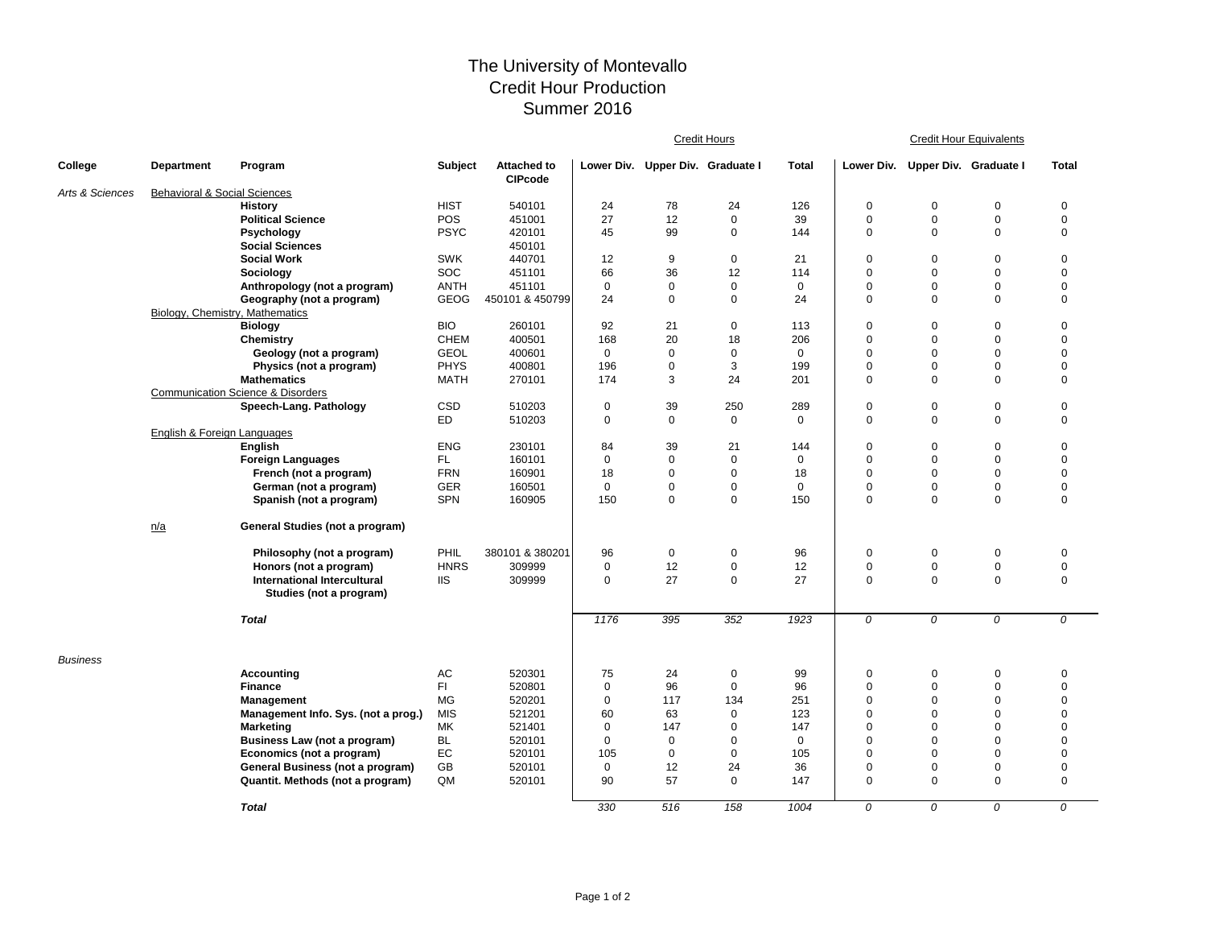# The University of Montevallo
## Credit Hour Production
## Summer 2016

| College | Department | Program | Subject | Attached to CIPcode | Credit Hours | | | | Credit Hour Equivalents | | | |
|---|---|---|---|---|---|---|---|---|---|---|---|---|
| | | | | | Lower Div. | Upper Div. | Graduate I | Total | Lower Div. | Upper Div. | Graduate I | Total |
| *Arts & Sciences* | Behavioral & Social Sciences | | | | | | | | | | | |
| | | **History** | HIST | 540101 | 24 | 78 | 24 | 126 | 0 | 0 | 0 | 0 |
| | | **Political Science** | POS | 451001 | 27 | 12 | 0 | 39 | 0 | 0 | 0 | 0 |
| | | **Psychology** | PSYC | 420101 | 45 | 99 | 0 | 144 | 0 | 0 | 0 | 0 |
| | | **Social Sciences** | | 450101 | | | | | | | | |
| | | **Social Work** | SWK | 440701 | 12 | 9 | 0 | 21 | 0 | 0 | 0 | 0 |
| | | **Sociology** | SOC | 451101 | 66 | 36 | 12 | 114 | 0 | 0 | 0 | 0 |
| | | **Anthropology (not a program)** | ANTH | 451101 | 0 | 0 | 0 | 0 | 0 | 0 | 0 | 0 |
| | | **Geography (not a program)** | GEOG | 450101 & 450799 | 24 | 0 | 0 | 24 | 0 | 0 | 0 | 0 |
| | Biology, Chemistry, Mathematics | | | | | | | | | | | |
| | | **Biology** | BIO | 260101 | 92 | 21 | 0 | 113 | 0 | 0 | 0 | 0 |
| | | **Chemistry** | CHEM | 400501 | 168 | 20 | 18 | 206 | 0 | 0 | 0 | 0 |
| | | **Geology (not a program)** | GEOL | 400601 | 0 | 0 | 0 | 0 | 0 | 0 | 0 | 0 |
| | | **Physics (not a program)** | PHYS | 400801 | 196 | 0 | 3 | 199 | 0 | 0 | 0 | 0 |
| | | **Mathematics** | MATH | 270101 | 174 | 3 | 24 | 201 | 0 | 0 | 0 | 0 |
| | Communication Science & Disorders | | | | | | | | | | | |
| | | **Speech-Lang. Pathology** | CSD | 510203 | 0 | 39 | 250 | 289 | 0 | 0 | 0 | 0 |
| | | | ED | 510203 | 0 | 0 | 0 | 0 | 0 | 0 | 0 | 0 |
| | English & Foreign Languages | | | | | | | | | | | |
| | | **English** | ENG | 230101 | 84 | 39 | 21 | 144 | 0 | 0 | 0 | 0 |
| | | **Foreign Languages** | FL | 160101 | 0 | 0 | 0 | 0 | 0 | 0 | 0 | 0 |
| | | **French (not a program)** | FRN | 160901 | 18 | 0 | 0 | 18 | 0 | 0 | 0 | 0 |
| | | **German (not a program)** | GER | 160501 | 0 | 0 | 0 | 0 | 0 | 0 | 0 | 0 |
| | | **Spanish (not a program)** | SPN | 160905 | 150 | 0 | 0 | 150 | 0 | 0 | 0 | 0 |
| | n/a | **General Studies (not a program)** | | | | | | | | | | |
| | | **Philosophy (not a program)** | PHIL | 380101 & 380201 | 96 | 0 | 0 | 96 | 0 | 0 | 0 | 0 |
| | | **Honors (not a program)** | HNRS | 309999 | 0 | 12 | 0 | 12 | 0 | 0 | 0 | 0 |
| | | **International Intercultural Studies (not a program)** | IIS | 309999 | 0 | 27 | 0 | 27 | 0 | 0 | 0 | 0 |
| | | ***Total*** | | | *1176* | *395* | *352* | *1923* | *0* | *0* | *0* | *0* |
| *Business* | | | | | | | | | | | | |
| | | **Accounting** | AC | 520301 | 75 | 24 | 0 | 99 | 0 | 0 | 0 | 0 |
| | | **Finance** | FI | 520801 | 0 | 96 | 0 | 96 | 0 | 0 | 0 | 0 |
| | | **Management** | MG | 520201 | 0 | 117 | 134 | 251 | 0 | 0 | 0 | 0 |
| | | **Management Info. Sys. (not a prog.)** | MIS | 521201 | 60 | 63 | 0 | 123 | 0 | 0 | 0 | 0 |
| | | **Marketing** | MK | 521401 | 0 | 147 | 0 | 147 | 0 | 0 | 0 | 0 |
| | | **Business Law (not a program)** | BL | 520101 | 0 | 0 | 0 | 0 | 0 | 0 | 0 | 0 |
| | | **Economics (not a program)** | EC | 520101 | 105 | 0 | 0 | 105 | 0 | 0 | 0 | 0 |
| | | **General Business (not a program)** | GB | 520101 | 0 | 12 | 24 | 36 | 0 | 0 | 0 | 0 |
| | | **Quantit. Methods (not a program)** | QM | 520101 | 90 | 57 | 0 | 147 | 0 | 0 | 0 | 0 |
| | | ***Total*** | | | *330* | *516* | *158* | *1004* | *0* | *0* | *0* | *0* |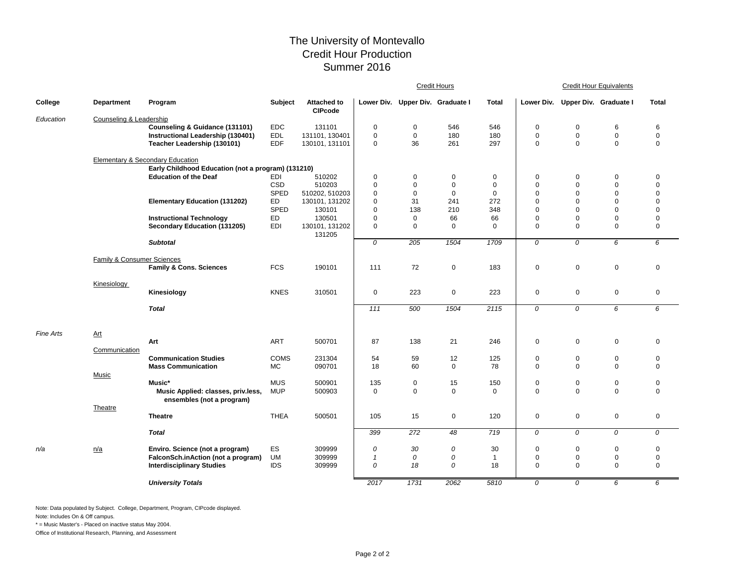# The University of Montevallo
## Credit Hour Production
## Summer 2016

| College | Department | Program | Subject | Attached to CIPcode | Credit Hours: Lower Div. | Credit Hours: Upper Div. | Credit Hours: Graduate I | Credit Hours: Total | Credit Hour Equivalents: Lower Div. | Credit Hour Equivalents: Upper Div. | Credit Hour Equivalents: Graduate I | Credit Hour Equivalents: Total |
|---|---|---|---|---|---|---|---|---|---|---|---|---|
| *Education* | Counseling & Leadership | | | | | | | | | | | |
| | | **Counseling & Guidance (131101)** | EDC | 131101 | 0 | 0 | 546 | 546 | 0 | 0 | 6 | 6 |
| | | **Instructional Leadership (130401)** | EDL | 131101, 130401 | 0 | 0 | 180 | 180 | 0 | 0 | 0 | 0 |
| | | **Teacher Leadership (130101)** | EDF | 130101, 131101 | 0 | 36 | 261 | 297 | 0 | 0 | 0 | 0 |
| | Elementary & Secondary Education | | | | | | | | | | | |
| | | **Early Childhood Education (not a program) (131210)** | | | | | | | | | | |
| | | **Education of the Deaf** | EDI | 510202 | 0 | 0 | 0 | 0 | 0 | 0 | 0 | 0 |
| | | | CSD | 510203 | 0 | 0 | 0 | 0 | 0 | 0 | 0 | 0 |
| | | | SPED | 510202, 510203 | 0 | 0 | 0 | 0 | 0 | 0 | 0 | 0 |
| | | **Elementary Education (131202)** | ED | 130101, 131202 | 0 | 31 | 241 | 272 | 0 | 0 | 0 | 0 |
| | | | SPED | 130101 | 0 | 138 | 210 | 348 | 0 | 0 | 0 | 0 |
| | | **Instructional Technology** | ED | 130501 | 0 | 0 | 66 | 66 | 0 | 0 | 0 | 0 |
| | | **Secondary Education (131205)** | EDI | 130101, 131202 131205 | 0 | 0 | 0 | 0 | 0 | 0 | 0 | 0 |
| | | ***Subtotal*** | | | *0* | *205* | *1504* | *1709* | *0* | *0* | *6* | *6* |
| | Family & Consumer Sciences | | | | | | | | | | | |
| | | **Family & Cons. Sciences** | FCS | 190101 | 111 | 72 | 0 | 183 | 0 | 0 | 0 | 0 |
| | Kinesiology | | | | | | | | | | | |
| | | **Kinesiology** | KNES | 310501 | 0 | 223 | 0 | 223 | 0 | 0 | 0 | 0 |
| | | ***Total*** | | | *111* | *500* | *1504* | *2115* | *0* | *0* | *6* | *6* |
| *Fine Arts* | Art | | | | | | | | | | | |
| | | **Art** | ART | 500701 | 87 | 138 | 21 | 246 | 0 | 0 | 0 | 0 |
| | Communication | | | | | | | | | | | |
| | | **Communication Studies** | COMS | 231304 | 54 | 59 | 12 | 125 | 0 | 0 | 0 | 0 |
| | | **Mass Communication** | MC | 090701 | 18 | 60 | 0 | 78 | 0 | 0 | 0 | 0 |
| | Music | | | | | | | | | | | |
| | | **Music*** | MUS | 500901 | 135 | 0 | 15 | 150 | 0 | 0 | 0 | 0 |
| | | **Music Applied: classes, priv.less, ensembles (not a program)** | MUP | 500903 | 0 | 0 | 0 | 0 | 0 | 0 | 0 | 0 |
| | Theatre | | | | | | | | | | | |
| | | **Theatre** | THEA | 500501 | 105 | 15 | 0 | 120 | 0 | 0 | 0 | 0 |
| | | ***Total*** | | | *399* | *272* | *48* | *719* | *0* | *0* | *0* | *0* |
| *n/a* | n/a | **Enviro. Science (not a program)** | ES | 309999 | *0* | *30* | *0* | 30 | 0 | 0 | 0 | 0 |
| | | **FalconSch.inAction (not a program)** | UM | 309999 | *1* | *0* | *0* | 1 | 0 | 0 | 0 | 0 |
| | | **Interdisciplinary Studies** | IDS | 309999 | *0* | *18* | *0* | 18 | 0 | 0 | 0 | 0 |
| | | ***University Totals*** | | | *2017* | *1731* | *2062* | *5810* | *0* | *0* | *6* | *6* |

Note: Data populated by Subject. College, Department, Program, CIPcode displayed.

Note: Includes On & Off campus.

* = Music Master's - Placed on inactive status May 2004.

Office of Institutional Research, Planning, and Assessment